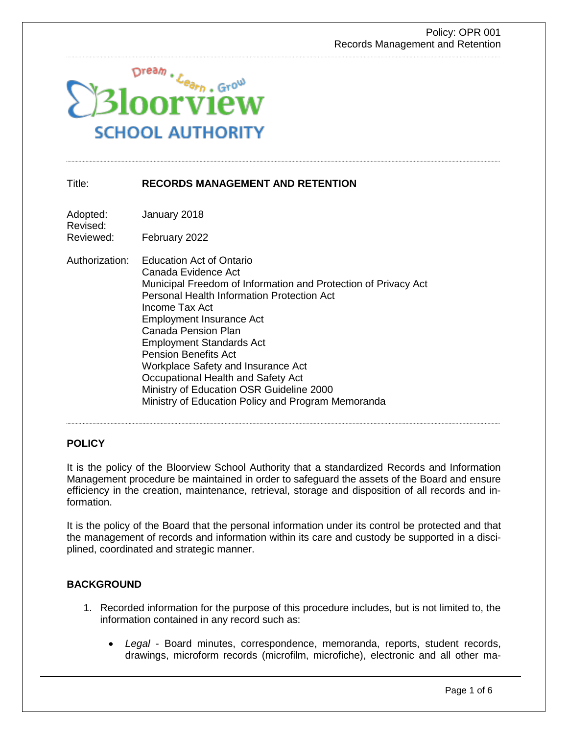Bloorview SCHOOL AUTHORITY

Dream • Learn • Grow

| | |
|---|---|
| Title: | **RECORDS MANAGEMENT AND RETENTION** |
| Adopted: | January 2018 |
| Revised: | |
| Reviewed: | February 2022 |
| Authorization: | Education Act of Ontario<br>Canada Evidence Act<br>Municipal Freedom of Information and Protection of Privacy Act<br>Personal Health Information Protection Act<br>Income Tax Act<br>Employment Insurance Act<br>Canada Pension Plan<br>Employment Standards Act<br>Pension Benefits Act<br>Workplace Safety and Insurance Act<br>Occupational Health and Safety Act<br>Ministry of Education OSR Guideline 2000<br>Ministry of Education Policy and Program Memoranda |

## POLICY

It is the policy of the Bloorview School Authority that a standardized Records and Information Management procedure be maintained in order to safeguard the assets of the Board and ensure efficiency in the creation, maintenance, retrieval, storage and disposition of all records and information.

It is the policy of the Board that the personal information under its control be protected and that the management of records and information within its care and custody be supported in a disciplined, coordinated and strategic manner.

## BACKGROUND

1. Recorded information for the purpose of this procedure includes, but is not limited to, the information contained in any record such as:

    - *Legal* - Board minutes, correspondence, memoranda, reports, student records, drawings, microform records (microfilm, microfiche), electronic and all other ma-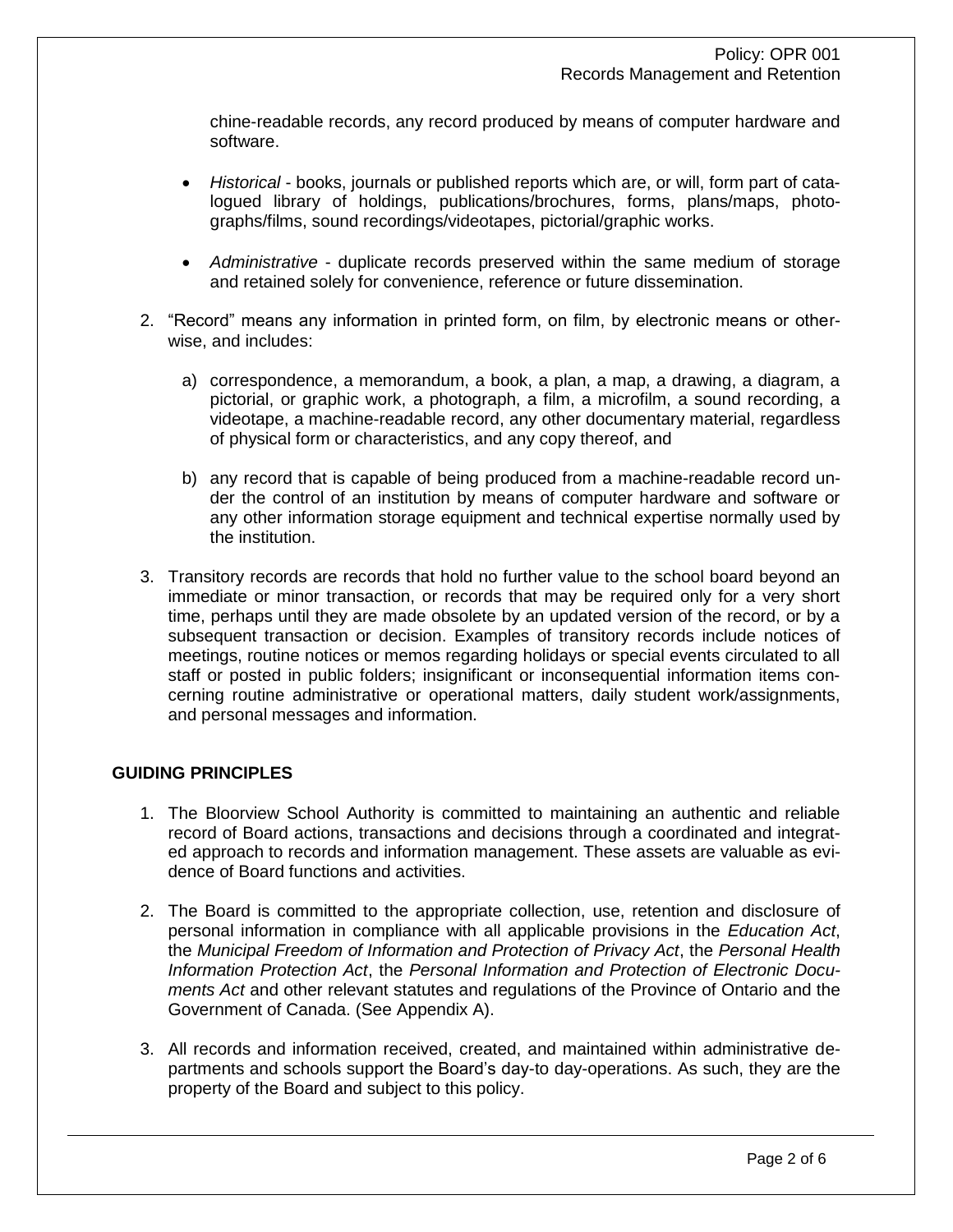chine-readable records, any record produced by means of computer hardware and software.

- *Historical* - books, journals or published reports which are, or will, form part of catalogued library of holdings, publications/brochures, forms, plans/maps, photographs/films, sound recordings/videotapes, pictorial/graphic works.

- *Administrative* - duplicate records preserved within the same medium of storage and retained solely for convenience, reference or future dissemination.

2. "Record" means any information in printed form, on film, by electronic means or otherwise, and includes:

   a) correspondence, a memorandum, a book, a plan, a map, a drawing, a diagram, a pictorial, or graphic work, a photograph, a film, a microfilm, a sound recording, a videotape, a machine-readable record, any other documentary material, regardless of physical form or characteristics, and any copy thereof, and

   b) any record that is capable of being produced from a machine-readable record under the control of an institution by means of computer hardware and software or any other information storage equipment and technical expertise normally used by the institution.

3. Transitory records are records that hold no further value to the school board beyond an immediate or minor transaction, or records that may be required only for a very short time, perhaps until they are made obsolete by an updated version of the record, or by a subsequent transaction or decision. Examples of transitory records include notices of meetings, routine notices or memos regarding holidays or special events circulated to all staff or posted in public folders; insignificant or inconsequential information items concerning routine administrative or operational matters, daily student work/assignments, and personal messages and information.

## GUIDING PRINCIPLES

1. The Bloorview School Authority is committed to maintaining an authentic and reliable record of Board actions, transactions and decisions through a coordinated and integrated approach to records and information management. These assets are valuable as evidence of Board functions and activities.

2. The Board is committed to the appropriate collection, use, retention and disclosure of personal information in compliance with all applicable provisions in the *Education Act*, the *Municipal Freedom of Information and Protection of Privacy Act*, the *Personal Health Information Protection Act*, the *Personal Information and Protection of Electronic Documents Act* and other relevant statutes and regulations of the Province of Ontario and the Government of Canada. (See Appendix A).

3. All records and information received, created, and maintained within administrative departments and schools support the Board's day-to day-operations. As such, they are the property of the Board and subject to this policy.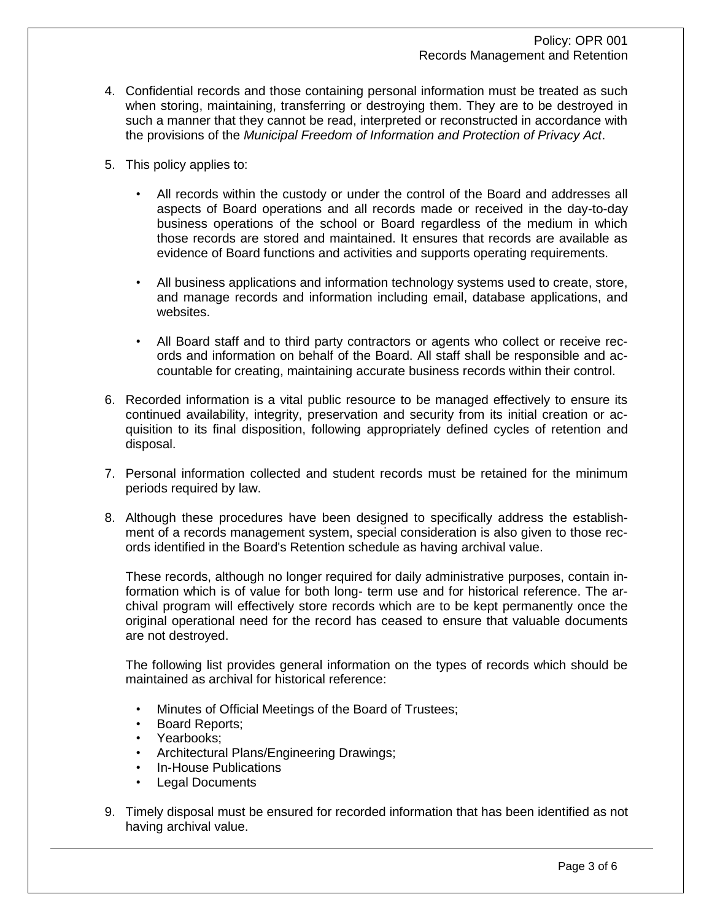4. Confidential records and those containing personal information must be treated as such when storing, maintaining, transferring or destroying them. They are to be destroyed in such a manner that they cannot be read, interpreted or reconstructed in accordance with the provisions of the *Municipal Freedom of Information and Protection of Privacy Act*.

5. This policy applies to:

   - All records within the custody or under the control of the Board and addresses all aspects of Board operations and all records made or received in the day-to-day business operations of the school or Board regardless of the medium in which those records are stored and maintained. It ensures that records are available as evidence of Board functions and activities and supports operating requirements.

   - All business applications and information technology systems used to create, store, and manage records and information including email, database applications, and websites.

   - All Board staff and to third party contractors or agents who collect or receive records and information on behalf of the Board. All staff shall be responsible and accountable for creating, maintaining accurate business records within their control.

6. Recorded information is a vital public resource to be managed effectively to ensure its continued availability, integrity, preservation and security from its initial creation or acquisition to its final disposition, following appropriately defined cycles of retention and disposal.

7. Personal information collected and student records must be retained for the minimum periods required by law.

8. Although these procedures have been designed to specifically address the establishment of a records management system, special consideration is also given to those records identified in the Board's Retention schedule as having archival value.

   These records, although no longer required for daily administrative purposes, contain information which is of value for both long- term use and for historical reference. The archival program will effectively store records which are to be kept permanently once the original operational need for the record has ceased to ensure that valuable documents are not destroyed.

   The following list provides general information on the types of records which should be maintained as archival for historical reference:

   - Minutes of Official Meetings of the Board of Trustees;
   - Board Reports;
   - Yearbooks;
   - Architectural Plans/Engineering Drawings;
   - In-House Publications
   - Legal Documents

9. Timely disposal must be ensured for recorded information that has been identified as not having archival value.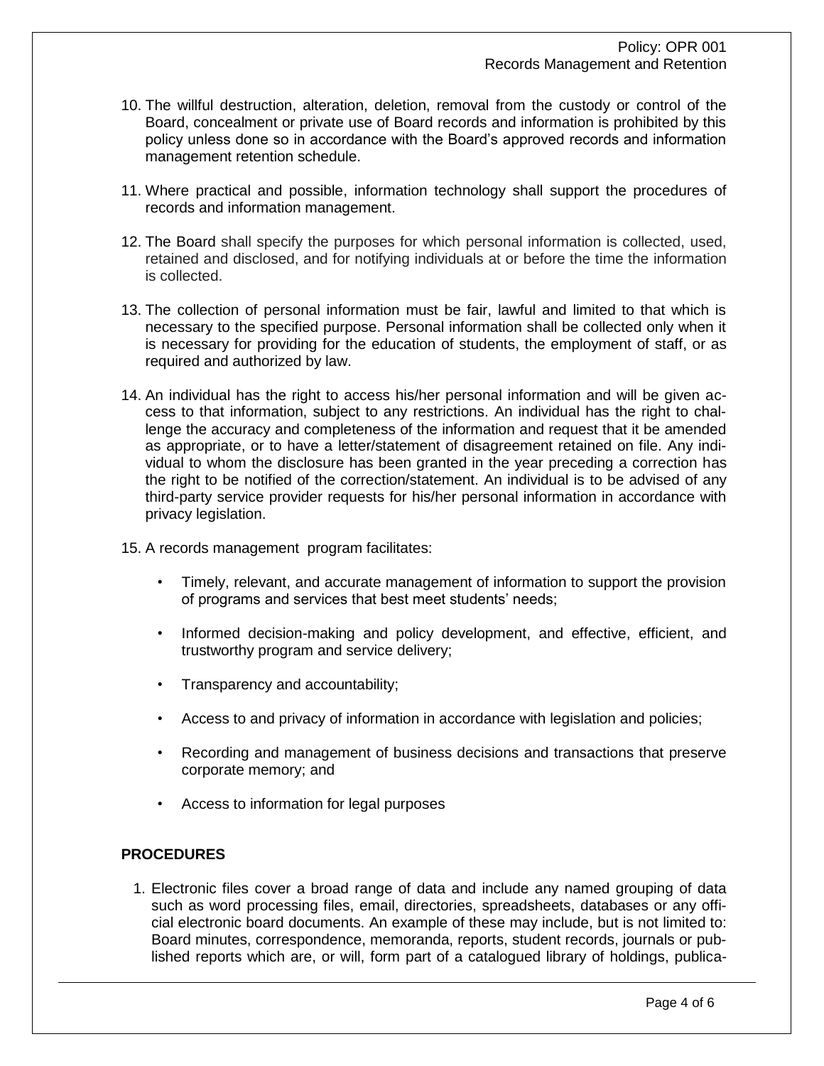10. The willful destruction, alteration, deletion, removal from the custody or control of the Board, concealment or private use of Board records and information is prohibited by this policy unless done so in accordance with the Board's approved records and information management retention schedule.

11. Where practical and possible, information technology shall support the procedures of records and information management.

12. The Board shall specify the purposes for which personal information is collected, used, retained and disclosed, and for notifying individuals at or before the time the information is collected.

13. The collection of personal information must be fair, lawful and limited to that which is necessary to the specified purpose. Personal information shall be collected only when it is necessary for providing for the education of students, the employment of staff, or as required and authorized by law.

14. An individual has the right to access his/her personal information and will be given access to that information, subject to any restrictions. An individual has the right to challenge the accuracy and completeness of the information and request that it be amended as appropriate, or to have a letter/statement of disagreement retained on file. Any individual to whom the disclosure has been granted in the year preceding a correction has the right to be notified of the correction/statement. An individual is to be advised of any third-party service provider requests for his/her personal information in accordance with privacy legislation.

15. A records management program facilitates:

    - Timely, relevant, and accurate management of information to support the provision of programs and services that best meet students' needs;
    - Informed decision-making and policy development, and effective, efficient, and trustworthy program and service delivery;
    - Transparency and accountability;
    - Access to and privacy of information in accordance with legislation and policies;
    - Recording and management of business decisions and transactions that preserve corporate memory; and
    - Access to information for legal purposes

## PROCEDURES

1. Electronic files cover a broad range of data and include any named grouping of data such as word processing files, email, directories, spreadsheets, databases or any official electronic board documents. An example of these may include, but is not limited to: Board minutes, correspondence, memoranda, reports, student records, journals or published reports which are, or will, form part of a catalogued library of holdings, publica-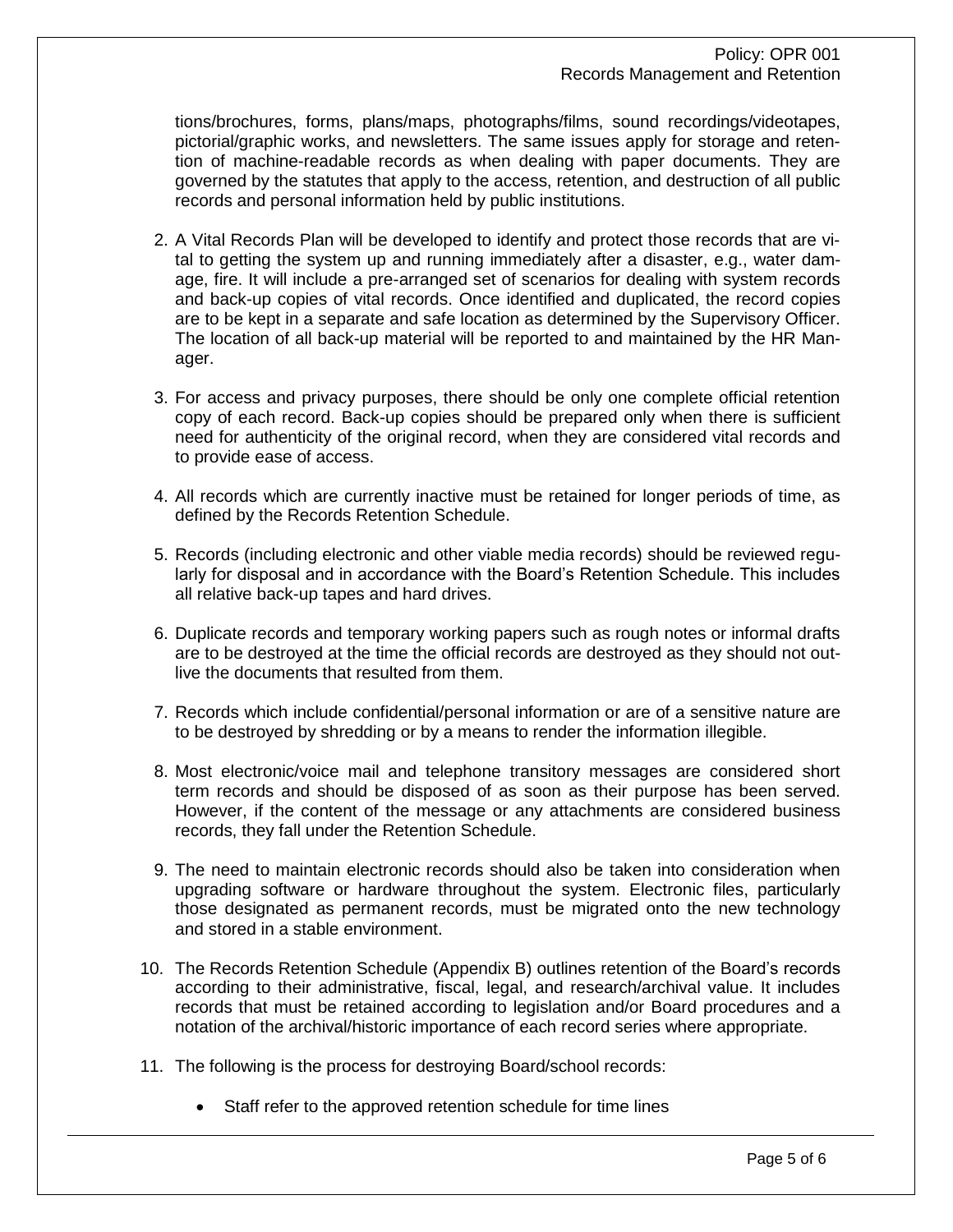tions/brochures, forms, plans/maps, photographs/films, sound recordings/videotapes, pictorial/graphic works, and newsletters. The same issues apply for storage and retention of machine-readable records as when dealing with paper documents. They are governed by the statutes that apply to the access, retention, and destruction of all public records and personal information held by public institutions.

2. A Vital Records Plan will be developed to identify and protect those records that are vital to getting the system up and running immediately after a disaster, e.g., water damage, fire. It will include a pre-arranged set of scenarios for dealing with system records and back-up copies of vital records. Once identified and duplicated, the record copies are to be kept in a separate and safe location as determined by the Supervisory Officer. The location of all back-up material will be reported to and maintained by the HR Manager.

3. For access and privacy purposes, there should be only one complete official retention copy of each record. Back-up copies should be prepared only when there is sufficient need for authenticity of the original record, when they are considered vital records and to provide ease of access.

4. All records which are currently inactive must be retained for longer periods of time, as defined by the Records Retention Schedule.

5. Records (including electronic and other viable media records) should be reviewed regularly for disposal and in accordance with the Board's Retention Schedule. This includes all relative back-up tapes and hard drives.

6. Duplicate records and temporary working papers such as rough notes or informal drafts are to be destroyed at the time the official records are destroyed as they should not outlive the documents that resulted from them.

7. Records which include confidential/personal information or are of a sensitive nature are to be destroyed by shredding or by a means to render the information illegible.

8. Most electronic/voice mail and telephone transitory messages are considered short term records and should be disposed of as soon as their purpose has been served. However, if the content of the message or any attachments are considered business records, they fall under the Retention Schedule.

9. The need to maintain electronic records should also be taken into consideration when upgrading software or hardware throughout the system. Electronic files, particularly those designated as permanent records, must be migrated onto the new technology and stored in a stable environment.

10. The Records Retention Schedule (Appendix B) outlines retention of the Board's records according to their administrative, fiscal, legal, and research/archival value. It includes records that must be retained according to legislation and/or Board procedures and a notation of the archival/historic importance of each record series where appropriate.

11. The following is the process for destroying Board/school records:

    - Staff refer to the approved retention schedule for time lines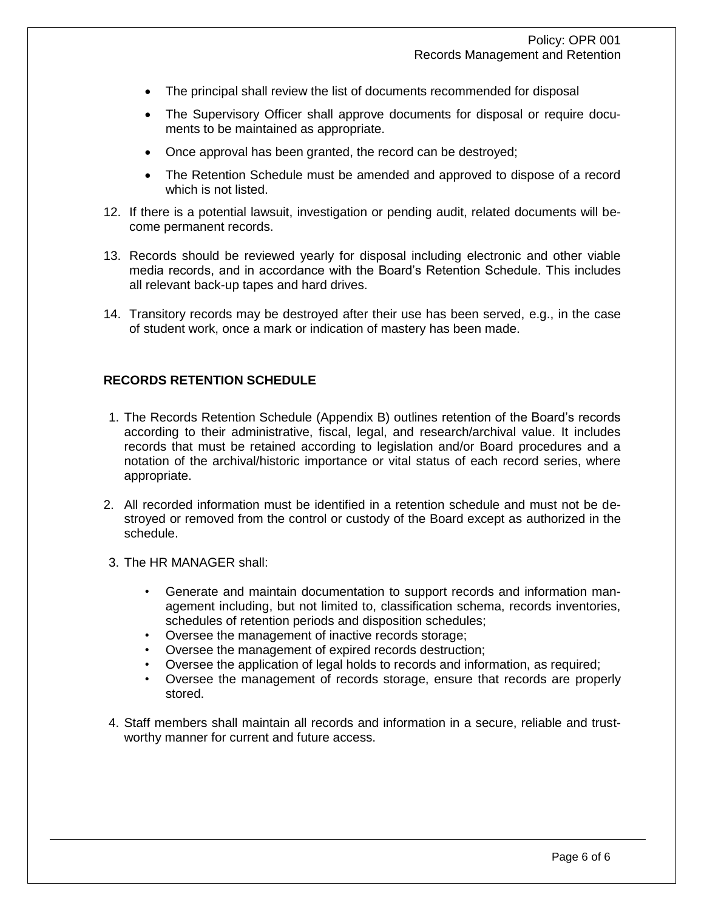- The principal shall review the list of documents recommended for disposal
- The Supervisory Officer shall approve documents for disposal or require documents to be maintained as appropriate.
- Once approval has been granted, the record can be destroyed;
- The Retention Schedule must be amended and approved to dispose of a record which is not listed.

12. If there is a potential lawsuit, investigation or pending audit, related documents will become permanent records.

13. Records should be reviewed yearly for disposal including electronic and other viable media records, and in accordance with the Board's Retention Schedule. This includes all relevant back-up tapes and hard drives.

14. Transitory records may be destroyed after their use has been served, e.g., in the case of student work, once a mark or indication of mastery has been made.

## RECORDS RETENTION SCHEDULE

1. The Records Retention Schedule (Appendix B) outlines retention of the Board's records according to their administrative, fiscal, legal, and research/archival value. It includes records that must be retained according to legislation and/or Board procedures and a notation of the archival/historic importance or vital status of each record series, where appropriate.

2. All recorded information must be identified in a retention schedule and must not be destroyed or removed from the control or custody of the Board except as authorized in the schedule.

3. The HR MANAGER shall:

   - Generate and maintain documentation to support records and information management including, but not limited to, classification schema, records inventories, schedules of retention periods and disposition schedules;
   - Oversee the management of inactive records storage;
   - Oversee the management of expired records destruction;
   - Oversee the application of legal holds to records and information, as required;
   - Oversee the management of records storage, ensure that records are properly stored.

4. Staff members shall maintain all records and information in a secure, reliable and trustworthy manner for current and future access.